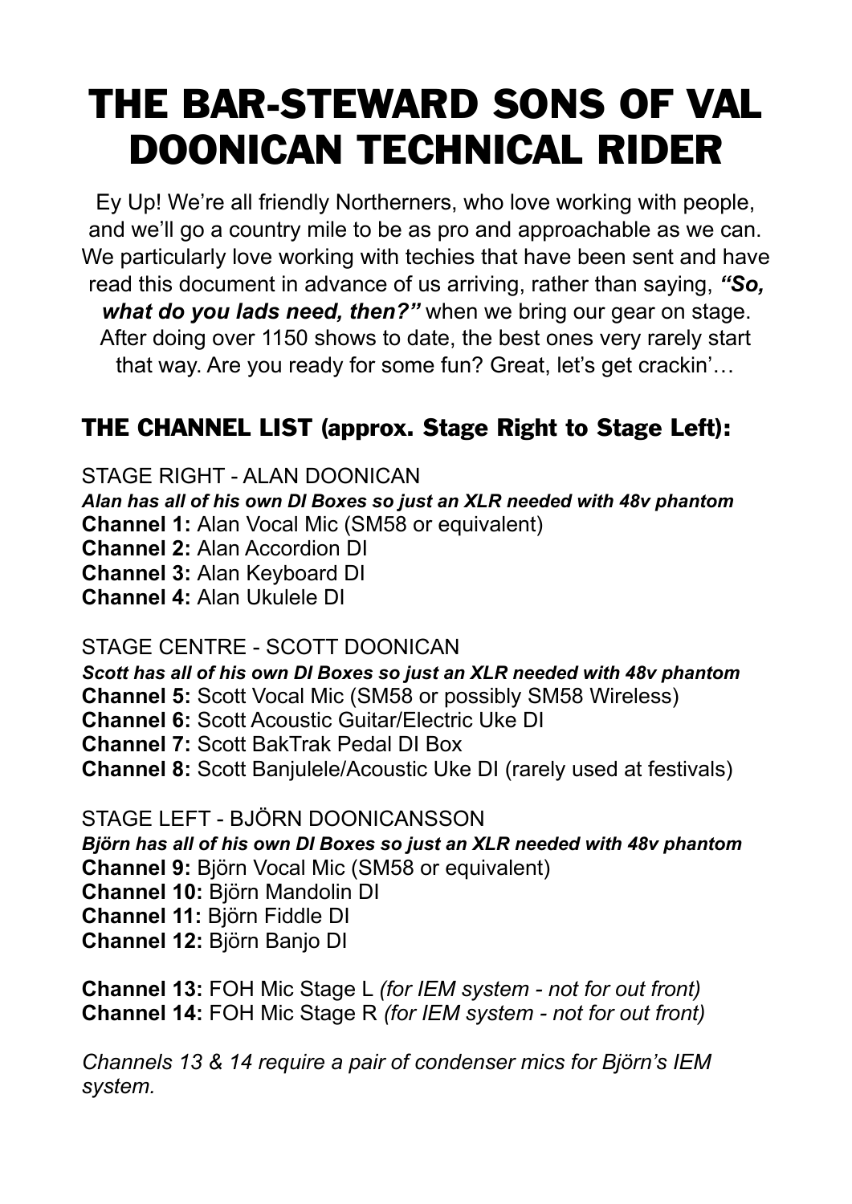# THE BAR-STEWARD SONS OF VAL DOONICAN TECHNICAL RIDER

Ey Up! We're all friendly Northerners, who love working with people, and we'll go a country mile to be as pro and approachable as we can. We particularly love working with techies that have been sent and have read this document in advance of us arriving, rather than saying, ***"So, what do you lads need, then?"*** when we bring our gear on stage. After doing over 1150 shows to date, the best ones very rarely start that way. Are you ready for some fun? Great, let's get crackin'…

## THE CHANNEL LIST (approx. Stage Right to Stage Left):

STAGE RIGHT - ALAN DOONICAN

***Alan has all of his own DI Boxes so just an XLR needed with 48v phantom***

**Channel 1:** Alan Vocal Mic (SM58 or equivalent)
**Channel 2:** Alan Accordion DI
**Channel 3:** Alan Keyboard DI
**Channel 4:** Alan Ukulele DI

STAGE CENTRE - SCOTT DOONICAN

***Scott has all of his own DI Boxes so just an XLR needed with 48v phantom***

**Channel 5:** Scott Vocal Mic (SM58 or possibly SM58 Wireless)
**Channel 6:** Scott Acoustic Guitar/Electric Uke DI
**Channel 7:** Scott BakTrak Pedal DI Box
**Channel 8:** Scott Banjulele/Acoustic Uke DI (rarely used at festivals)

STAGE LEFT - BJÖRN DOONICANSSON

***Björn has all of his own DI Boxes so just an XLR needed with 48v phantom***

**Channel 9:** Björn Vocal Mic (SM58 or equivalent)
**Channel 10:** Björn Mandolin DI
**Channel 11:** Björn Fiddle DI
**Channel 12:** Björn Banjo DI

**Channel 13:** FOH Mic Stage L *(for IEM system - not for out front)*
**Channel 14:** FOH Mic Stage R *(for IEM system - not for out front)*

*Channels 13 & 14 require a pair of condenser mics for Björn's IEM system.*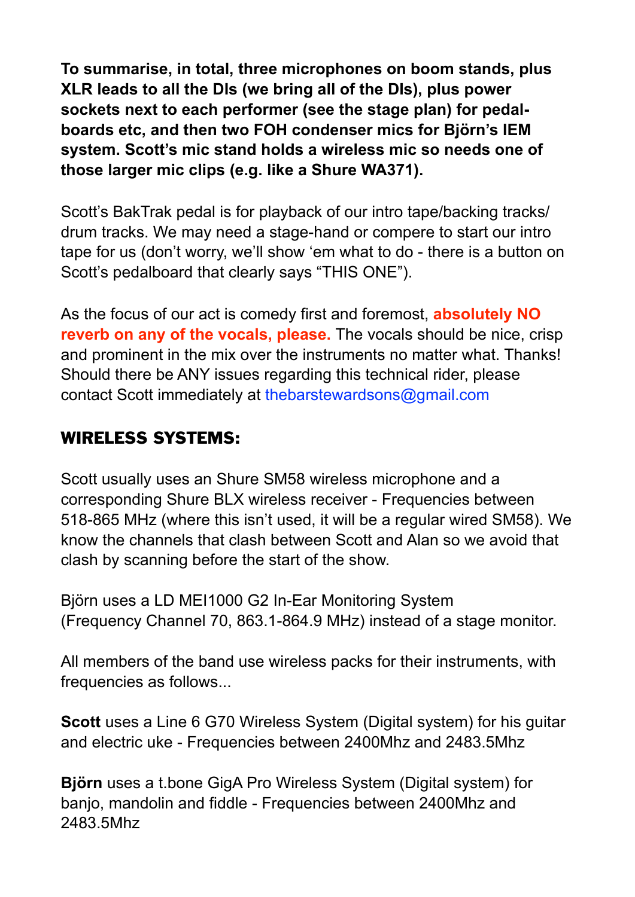**To summarise, in total, three microphones on boom stands, plus XLR leads to all the DIs (we bring all of the DIs), plus power sockets next to each performer (see the stage plan) for pedal-boards etc, and then two FOH condenser mics for Björn's IEM system. Scott's mic stand holds a wireless mic so needs one of those larger mic clips (e.g. like a Shure WA371).**

Scott's BakTrak pedal is for playback of our intro tape/backing tracks/ drum tracks. We may need a stage-hand or compere to start our intro tape for us (don't worry, we'll show 'em what to do - there is a button on Scott's pedalboard that clearly says "THIS ONE").

As the focus of our act is comedy first and foremost, **absolutely NO reverb on any of the vocals, please.** The vocals should be nice, crisp and prominent in the mix over the instruments no matter what. Thanks! Should there be ANY issues regarding this technical rider, please contact Scott immediately at thebarstewardsons@gmail.com

## WIRELESS SYSTEMS:

Scott usually uses an Shure SM58 wireless microphone and a corresponding Shure BLX wireless receiver - Frequencies between 518-865 MHz (where this isn't used, it will be a regular wired SM58). We know the channels that clash between Scott and Alan so we avoid that clash by scanning before the start of the show.

Björn uses a LD MEI1000 G2 In-Ear Monitoring System (Frequency Channel 70, 863.1-864.9 MHz) instead of a stage monitor.

All members of the band use wireless packs for their instruments, with frequencies as follows...

**Scott** uses a Line 6 G70 Wireless System (Digital system) for his guitar and electric uke - Frequencies between 2400Mhz and 2483.5Mhz

**Björn** uses a t.bone GigA Pro Wireless System (Digital system) for banjo, mandolin and fiddle - Frequencies between 2400Mhz and 2483.5Mhz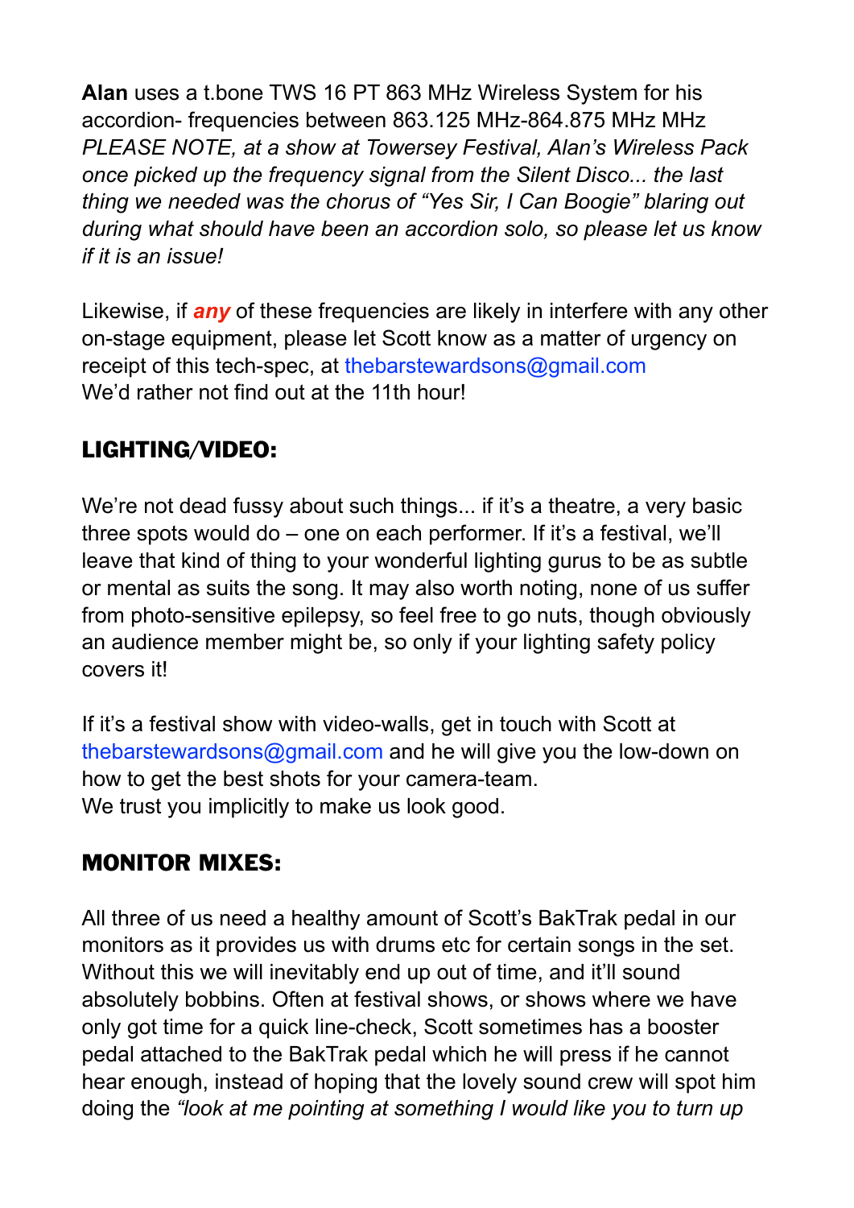**Alan** uses a t.bone TWS 16 PT 863 MHz Wireless System for his accordion- frequencies between 863.125 MHz-864.875 MHz MHz *PLEASE NOTE, at a show at Towersey Festival, Alan's Wireless Pack once picked up the frequency signal from the Silent Disco... the last thing we needed was the chorus of "Yes Sir, I Can Boogie" blaring out during what should have been an accordion solo, so please let us know if it is an issue!*

Likewise, if ***any*** of these frequencies are likely in interfere with any other on-stage equipment, please let Scott know as a matter of urgency on receipt of this tech-spec, at thebarstewardsons@gmail.com
We'd rather not find out at the 11th hour!

## LIGHTING/VIDEO:

We're not dead fussy about such things... if it's a theatre, a very basic three spots would do – one on each performer. If it's a festival, we'll leave that kind of thing to your wonderful lighting gurus to be as subtle or mental as suits the song. It may also worth noting, none of us suffer from photo-sensitive epilepsy, so feel free to go nuts, though obviously an audience member might be, so only if your lighting safety policy covers it!

If it's a festival show with video-walls, get in touch with Scott at thebarstewardsons@gmail.com and he will give you the low-down on how to get the best shots for your camera-team.
We trust you implicitly to make us look good.

## MONITOR MIXES:

All three of us need a healthy amount of Scott's BakTrak pedal in our monitors as it provides us with drums etc for certain songs in the set. Without this we will inevitably end up out of time, and it'll sound absolutely bobbins. Often at festival shows, or shows where we have only got time for a quick line-check, Scott sometimes has a booster pedal attached to the BakTrak pedal which he will press if he cannot hear enough, instead of hoping that the lovely sound crew will spot him doing the *"look at me pointing at something I would like you to turn up*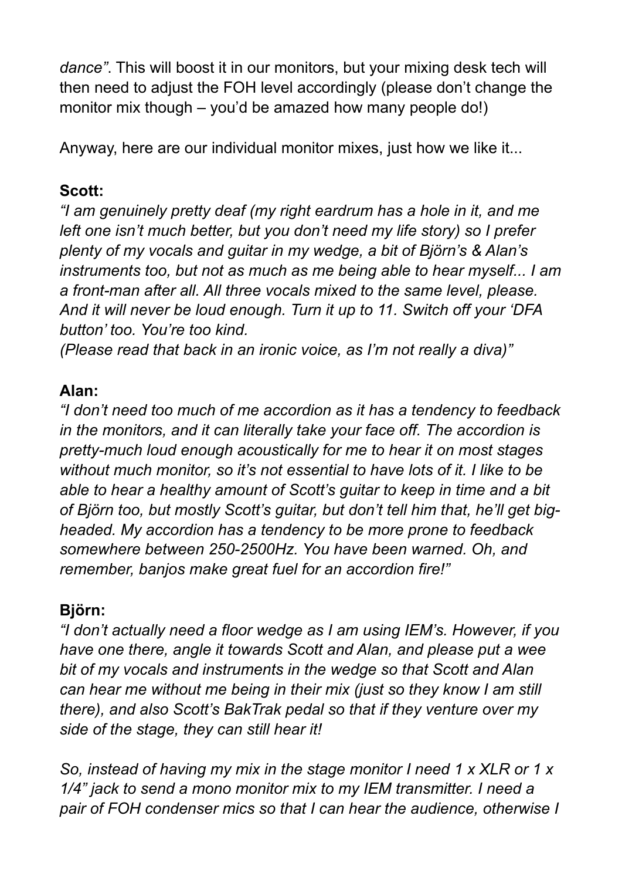*dance"*. This will boost it in our monitors, but your mixing desk tech will then need to adjust the FOH level accordingly (please don't change the monitor mix though – you'd be amazed how many people do!)

Anyway, here are our individual monitor mixes, just how we like it...

**Scott:**

*"I am genuinely pretty deaf (my right eardrum has a hole in it, and me left one isn't much better, but you don't need my life story) so I prefer plenty of my vocals and guitar in my wedge, a bit of Björn's & Alan's instruments too, but not as much as me being able to hear myself... I am a front-man after all. All three vocals mixed to the same level, please. And it will never be loud enough. Turn it up to 11. Switch off your 'DFA button' too. You're too kind.*

*(Please read that back in an ironic voice, as I'm not really a diva)"*

**Alan:**

*"I don't need too much of me accordion as it has a tendency to feedback in the monitors, and it can literally take your face off. The accordion is pretty-much loud enough acoustically for me to hear it on most stages without much monitor, so it's not essential to have lots of it. I like to be able to hear a healthy amount of Scott's guitar to keep in time and a bit of Björn too, but mostly Scott's guitar, but don't tell him that, he'll get big-headed. My accordion has a tendency to be more prone to feedback somewhere between 250-2500Hz. You have been warned. Oh, and remember, banjos make great fuel for an accordion fire!"*

**Björn:**

*"I don't actually need a floor wedge as I am using IEM's. However, if you have one there, angle it towards Scott and Alan, and please put a wee bit of my vocals and instruments in the wedge so that Scott and Alan can hear me without me being in their mix (just so they know I am still there), and also Scott's BakTrak pedal so that if they venture over my side of the stage, they can still hear it!*

*So, instead of having my mix in the stage monitor I need 1 x XLR or 1 x 1/4" jack to send a mono monitor mix to my IEM transmitter. I need a pair of FOH condenser mics so that I can hear the audience, otherwise I*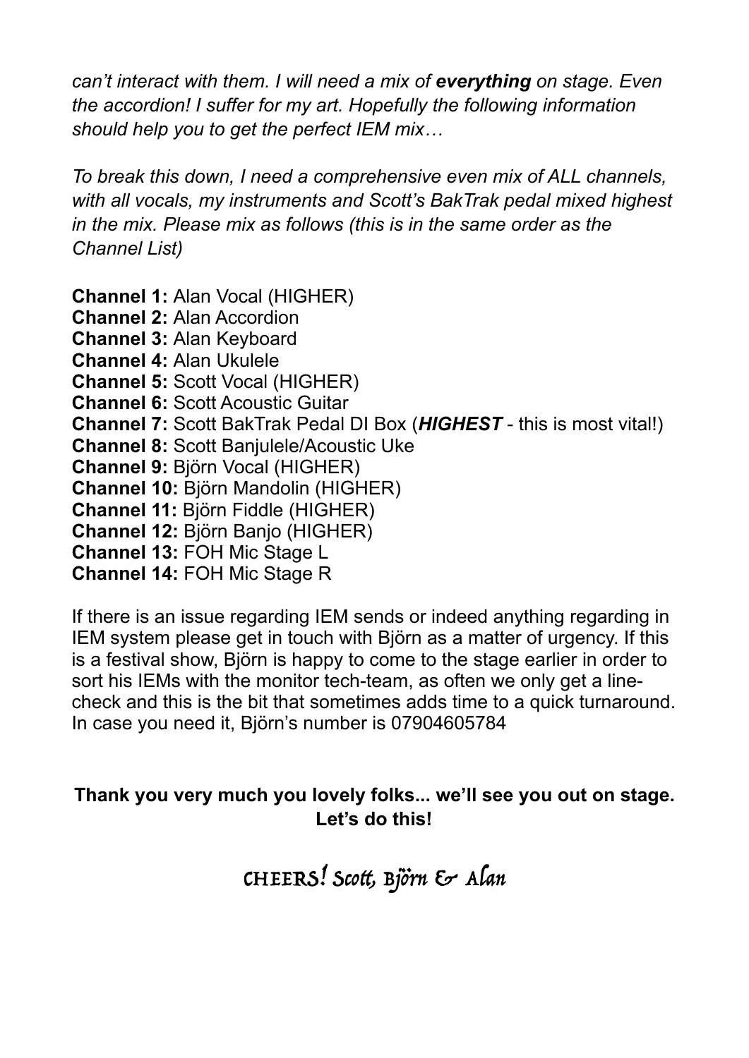*can't interact with them. I will need a mix of **everything** on stage. Even the accordion! I suffer for my art. Hopefully the following information should help you to get the perfect IEM mix…*

*To break this down, I need a comprehensive even mix of ALL channels, with all vocals, my instruments and Scott's BakTrak pedal mixed highest in the mix. Please mix as follows (this is in the same order as the Channel List)*

**Channel 1:** Alan Vocal (HIGHER)
**Channel 2:** Alan Accordion
**Channel 3:** Alan Keyboard
**Channel 4:** Alan Ukulele
**Channel 5:** Scott Vocal (HIGHER)
**Channel 6:** Scott Acoustic Guitar
**Channel 7:** Scott BakTrak Pedal DI Box (***HIGHEST*** - this is most vital!)
**Channel 8:** Scott Banjulele/Acoustic Uke
**Channel 9:** Björn Vocal (HIGHER)
**Channel 10:** Björn Mandolin (HIGHER)
**Channel 11:** Björn Fiddle (HIGHER)
**Channel 12:** Björn Banjo (HIGHER)
**Channel 13:** FOH Mic Stage L
**Channel 14:** FOH Mic Stage R

If there is an issue regarding IEM sends or indeed anything regarding in IEM system please get in touch with Björn as a matter of urgency. If this is a festival show, Björn is happy to come to the stage earlier in order to sort his IEMs with the monitor tech-team, as often we only get a line-check and this is the bit that sometimes adds time to a quick turnaround. In case you need it, Björn's number is 07904605784

**Thank you very much you lovely folks... we'll see you out on stage. Let's do this!**

CHEERS! Scott, Björn & Alan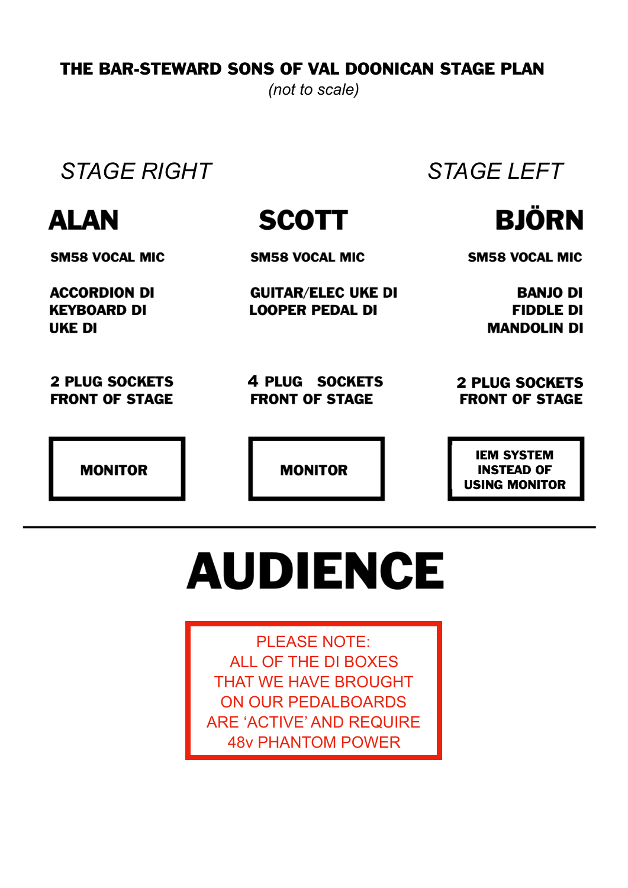# THE BAR-STEWARD SONS OF VAL DOONICAN STAGE PLAN

*(not to scale)*

*STAGE RIGHT* | *STAGE LEFT*

## ALAN

**SM58 VOCAL MIC**

**ACCORDION DI**
**KEYBOARD DI**
**UKE DI**

**2 PLUG SOCKETS FRONT OF STAGE**

**MONITOR**

## SCOTT

**SM58 VOCAL MIC**

**GUITAR/ELEC UKE DI**
**LOOPER PEDAL DI**

**4 PLUG SOCKETS FRONT OF STAGE**

**MONITOR**

## BJÖRN

**SM58 VOCAL MIC**

**BANJO DI**
**FIDDLE DI**
**MANDOLIN DI**

**2 PLUG SOCKETS FRONT OF STAGE**

**IEM SYSTEM INSTEAD OF USING MONITOR**

---

# AUDIENCE

PLEASE NOTE:
ALL OF THE DI BOXES THAT WE HAVE BROUGHT ON OUR PEDALBOARDS ARE 'ACTIVE' AND REQUIRE 48v PHANTOM POWER